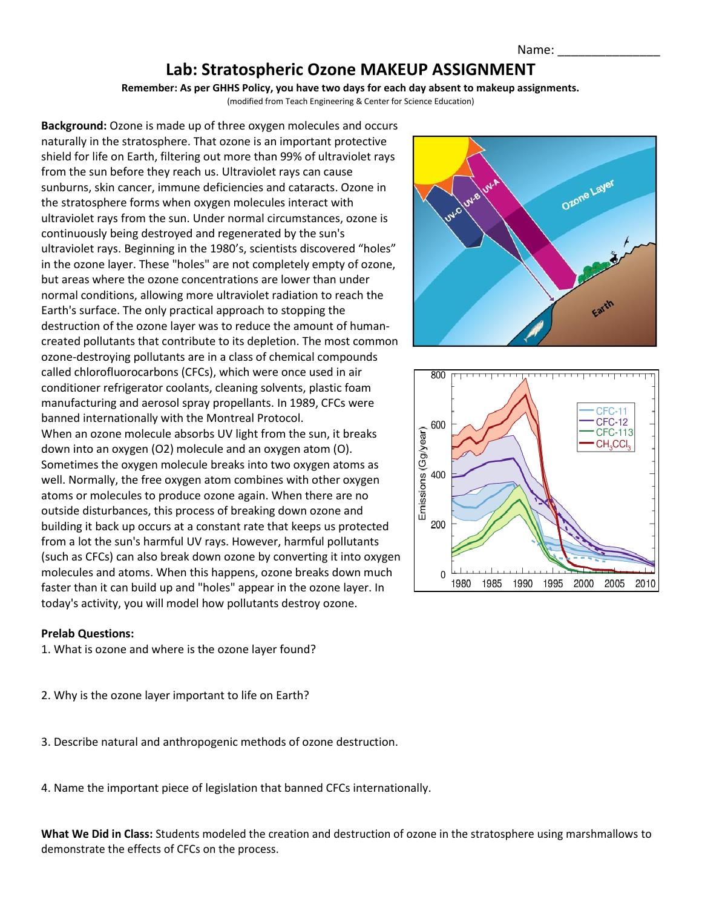Name: _______________

# Lab: Stratospheric Ozone MAKEUP ASSIGNMENT

**Remember: As per GHHS Policy, you have two days for each day absent to makeup assignments.**

(modified from Teach Engineering & Center for Science Education)

**Background:** Ozone is made up of three oxygen molecules and occurs naturally in the stratosphere. That ozone is an important protective shield for life on Earth, filtering out more than 99% of ultraviolet rays from the sun before they reach us. Ultraviolet rays can cause sunburns, skin cancer, immune deficiencies and cataracts. Ozone in the stratosphere forms when oxygen molecules interact with ultraviolet rays from the sun. Under normal circumstances, ozone is continuously being destroyed and regenerated by the sun's ultraviolet rays. Beginning in the 1980's, scientists discovered "holes" in the ozone layer. These "holes" are not completely empty of ozone, but areas where the ozone concentrations are lower than under normal conditions, allowing more ultraviolet radiation to reach the Earth's surface. The only practical approach to stopping the destruction of the ozone layer was to reduce the amount of human-created pollutants that contribute to its depletion. The most common ozone-destroying pollutants are in a class of chemical compounds called chlorofluorocarbons (CFCs), which were once used in air conditioner refrigerator coolants, cleaning solvents, plastic foam manufacturing and aerosol spray propellants. In 1989, CFCs were banned internationally with the Montreal Protocol.

When an ozone molecule absorbs UV light from the sun, it breaks down into an oxygen (O2) molecule and an oxygen atom (O). Sometimes the oxygen molecule breaks into two oxygen atoms as well. Normally, the free oxygen atom combines with other oxygen atoms or molecules to produce ozone again. When there are no outside disturbances, this process of breaking down ozone and building it back up occurs at a constant rate that keeps us protected from a lot the sun's harmful UV rays. However, harmful pollutants (such as CFCs) can also break down ozone by converting it into oxygen molecules and atoms. When this happens, ozone breaks down much faster than it can build up and "holes" appear in the ozone layer. In today's activity, you will model how pollutants destroy ozone.

**Prelab Questions:**

1. What is ozone and where is the ozone layer found?

2. Why is the ozone layer important to life on Earth?

3. Describe natural and anthropogenic methods of ozone destruction.

4. Name the important piece of legislation that banned CFCs internationally.

**What We Did in Class:** Students modeled the creation and destruction of ozone in the stratosphere using marshmallows to demonstrate the effects of CFCs on the process.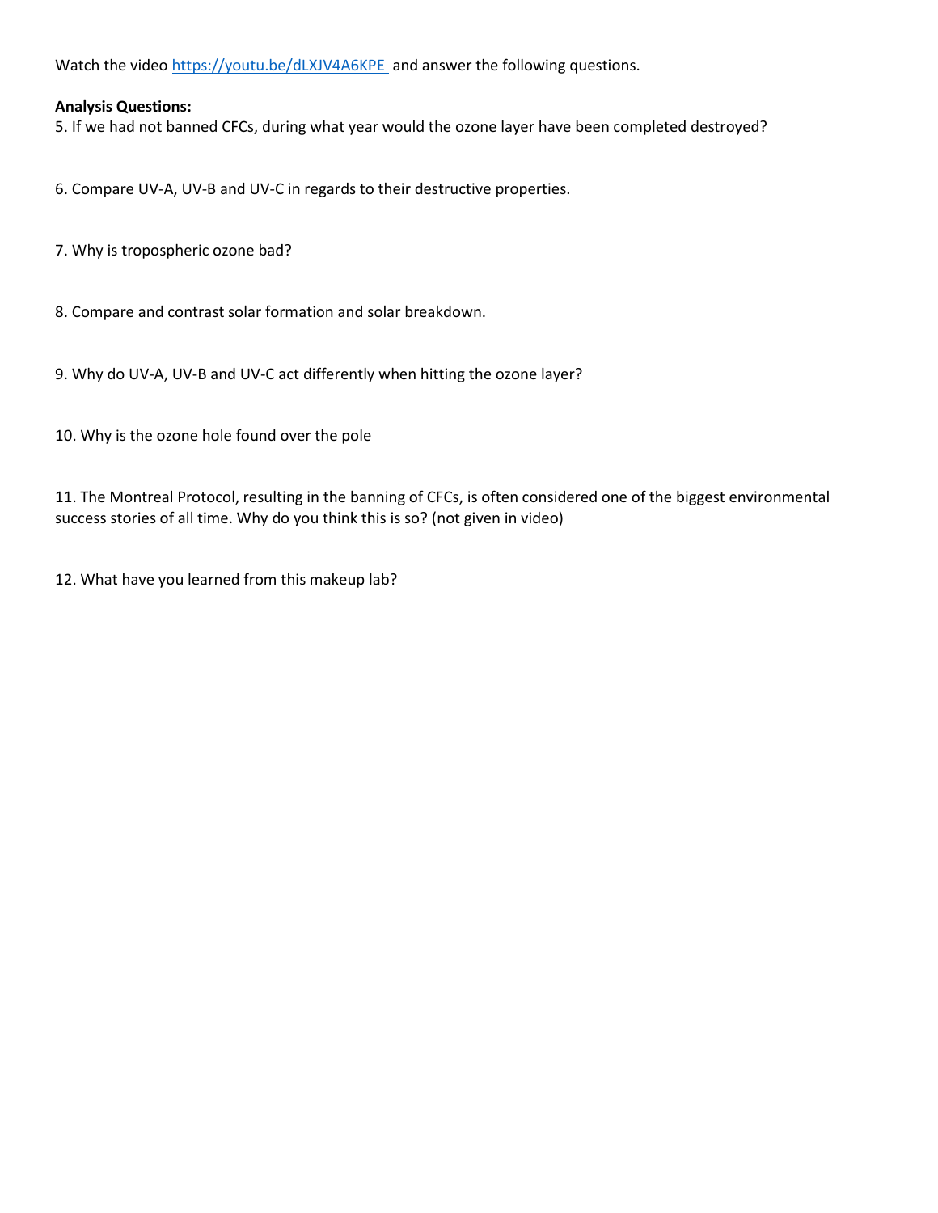Watch the video https://youtu.be/dLXJV4A6KPE and answer the following questions.

**Analysis Questions:**

5. If we had not banned CFCs, during what year would the ozone layer have been completed destroyed?

6. Compare UV-A, UV-B and UV-C in regards to their destructive properties.

7. Why is tropospheric ozone bad?

8. Compare and contrast solar formation and solar breakdown.

9. Why do UV-A, UV-B and UV-C act differently when hitting the ozone layer?

10. Why is the ozone hole found over the pole

11. The Montreal Protocol, resulting in the banning of CFCs, is often considered one of the biggest environmental success stories of all time. Why do you think this is so? (not given in video)

12. What have you learned from this makeup lab?